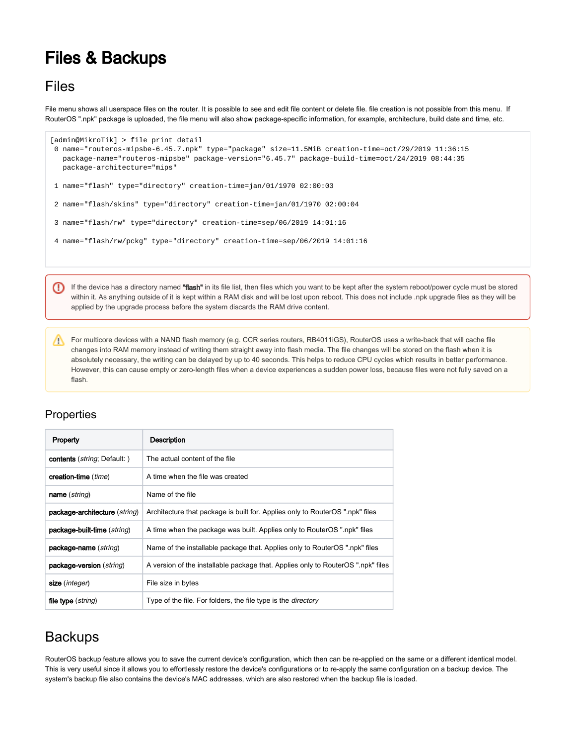# Files & Backups

## Files

File menu shows all userspace files on the router. It is possible to see and edit file content or delete file. file creation is not possible from this menu.  If RouterOS ".npk" package is uploaded, the file menu will also show package-specific information, for example, architecture, build date and time, etc.

```
[admin@MikroTik] > file print detail
 0 name="routeros-mipsbe-6.45.7.npk" type="package" size=11.5MiB creation-time=oct/29/2019 11:36:15
   package-name="routeros-mipsbe" package-version="6.45.7" package-build-time=oct/24/2019 08:44:35
   package-architecture="mips"

 1 name="flash" type="directory" creation-time=jan/01/1970 02:00:03

 2 name="flash/skins" type="directory" creation-time=jan/01/1970 02:00:04

 3 name="flash/rw" type="directory" creation-time=sep/06/2019 14:01:16

 4 name="flash/rw/pckg" type="directory" creation-time=sep/06/2019 14:01:16
```

If the device has a directory named **"flash"** in its file list, then files which you want to be kept after the system reboot/power cycle must be stored within it. As anything outside of it is kept within a RAM disk and will be lost upon reboot. This does not include .npk upgrade files as they will be applied by the upgrade process before the system discards the RAM drive content.

For multicore devices with a NAND flash memory (e.g. CCR series routers, RB4011iGS), RouterOS uses a write-back that will cache file changes into RAM memory instead of writing them straight away into flash media. The file changes will be stored on the flash when it is absolutely necessary, the writing can be delayed by up to 40 seconds. This helps to reduce CPU cycles which results in better performance. However, this can cause empty or zero-length files when a device experiences a sudden power loss, because files were not fully saved on a flash.

### Properties

| Property | Description |
|---|---|
| **contents** (*string*; Default: ) | The actual content of the file |
| **creation-time** (*time*) | A time when the file was created |
| **name** (*string*) | Name of the file |
| **package-architecture** (*string*) | Architecture that package is built for. Applies only to RouterOS ".npk" files |
| **package-built-time** (*string*) | A time when the package was built. Applies only to RouterOS ".npk" files |
| **package-name** (*string*) | Name of the installable package that. Applies only to RouterOS ".npk" files |
| **package-version** (*string*) | A version of the installable package that. Applies only to RouterOS ".npk" files |
| **size** (*integer*) | File size in bytes |
| **file type** (*string*) | Type of the file. For folders, the file type is the *directory* |

## Backups

RouterOS backup feature allows you to save the current device's configuration, which then can be re-applied on the same or a different identical model. This is very useful since it allows you to effortlessly restore the device's configurations or to re-apply the same configuration on a backup device. The system's backup file also contains the device's MAC addresses, which are also restored when the backup file is loaded.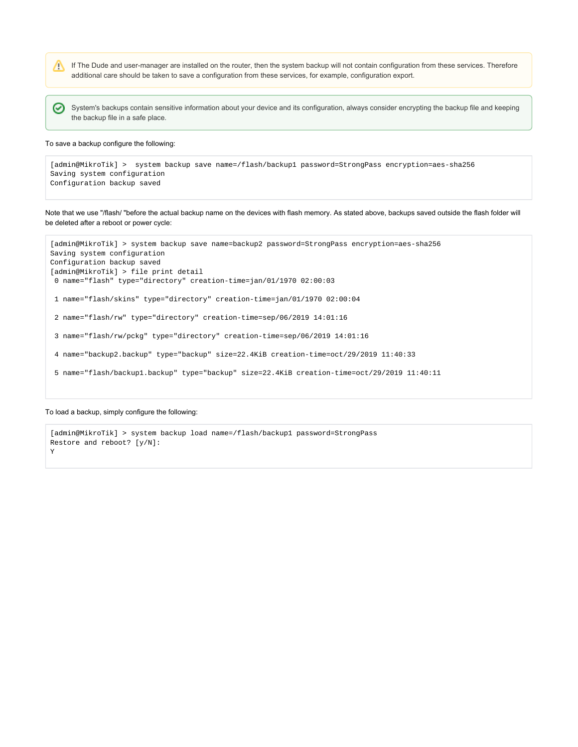> ⚠ If The Dude and user-manager are installed on the router, then the system backup will not contain configuration from these services. Therefore additional care should be taken to save a configuration from these services, for example, configuration export.

> ✔ System's backups contain sensitive information about your device and its configuration, always consider encrypting the backup file and keeping the backup file in a safe place.

To save a backup configure the following:

```
[admin@MikroTik] >  system backup save name=/flash/backup1 password=StrongPass encryption=aes-sha256
Saving system configuration
Configuration backup saved
```

Note that we use "/flash/ "before the actual backup name on the devices with flash memory. As stated above, backups saved outside the flash folder will be deleted after a reboot or power cycle:

```
[admin@MikroTik] > system backup save name=backup2 password=StrongPass encryption=aes-sha256
Saving system configuration
Configuration backup saved
[admin@MikroTik] > file print detail
 0 name="flash" type="directory" creation-time=jan/01/1970 02:00:03

 1 name="flash/skins" type="directory" creation-time=jan/01/1970 02:00:04

 2 name="flash/rw" type="directory" creation-time=sep/06/2019 14:01:16

 3 name="flash/rw/pckg" type="directory" creation-time=sep/06/2019 14:01:16

 4 name="backup2.backup" type="backup" size=22.4KiB creation-time=oct/29/2019 11:40:33

 5 name="flash/backup1.backup" type="backup" size=22.4KiB creation-time=oct/29/2019 11:40:11
```

To load a backup, simply configure the following:

```
[admin@MikroTik] > system backup load name=/flash/backup1 password=StrongPass
Restore and reboot? [y/N]:
Y
```